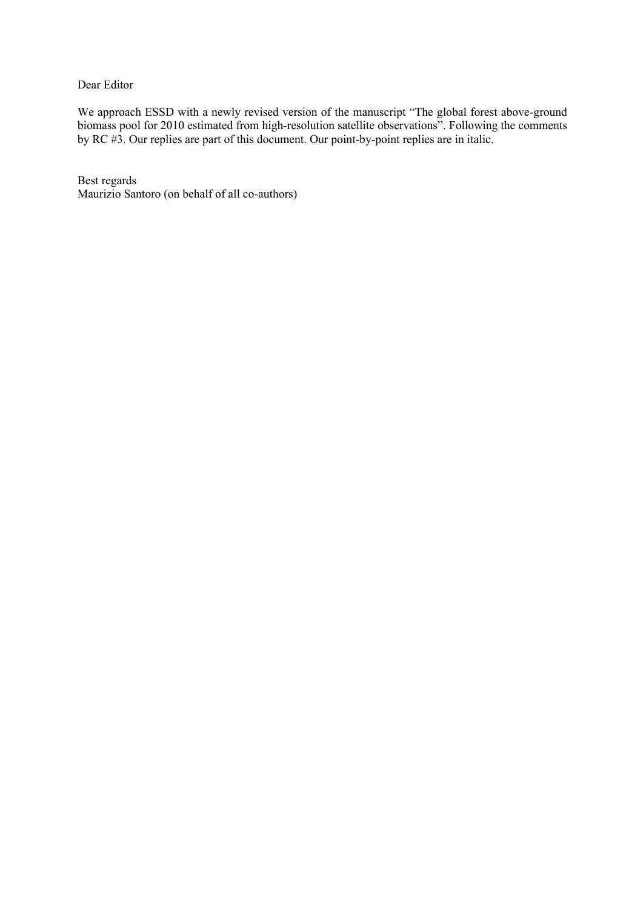Dear Editor

We approach ESSD with a newly revised version of the manuscript "The global forest above-ground biomass pool for 2010 estimated from high-resolution satellite observations". Following the comments by RC #3. Our replies are part of this document. Our point-by-point replies are in italic.

Best regards
Maurizio Santoro (on behalf of all co-authors)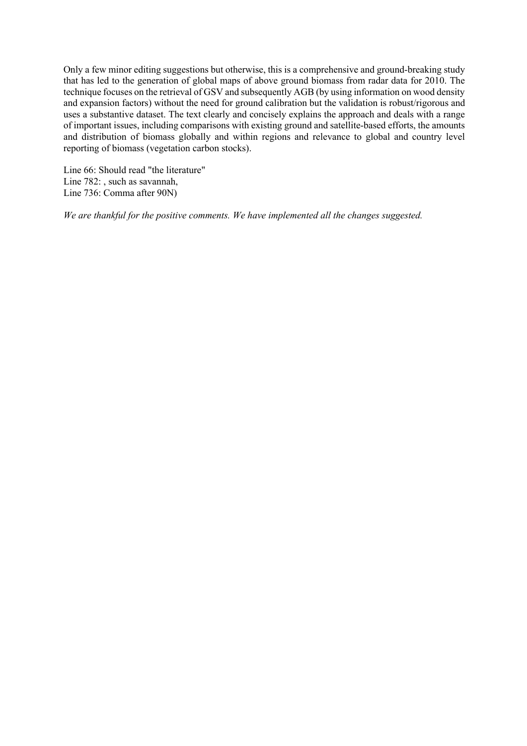Only a few minor editing suggestions but otherwise, this is a comprehensive and ground-breaking study that has led to the generation of global maps of above ground biomass from radar data for 2010. The technique focuses on the retrieval of GSV and subsequently AGB (by using information on wood density and expansion factors) without the need for ground calibration but the validation is robust/rigorous and uses a substantive dataset. The text clearly and concisely explains the approach and deals with a range of important issues, including comparisons with existing ground and satellite-based efforts, the amounts and distribution of biomass globally and within regions and relevance to global and country level reporting of biomass (vegetation carbon stocks).

Line 66: Should read "the literature"
Line 782: , such as savannah,
Line 736: Comma after 90N)

*We are thankful for the positive comments. We have implemented all the changes suggested.*